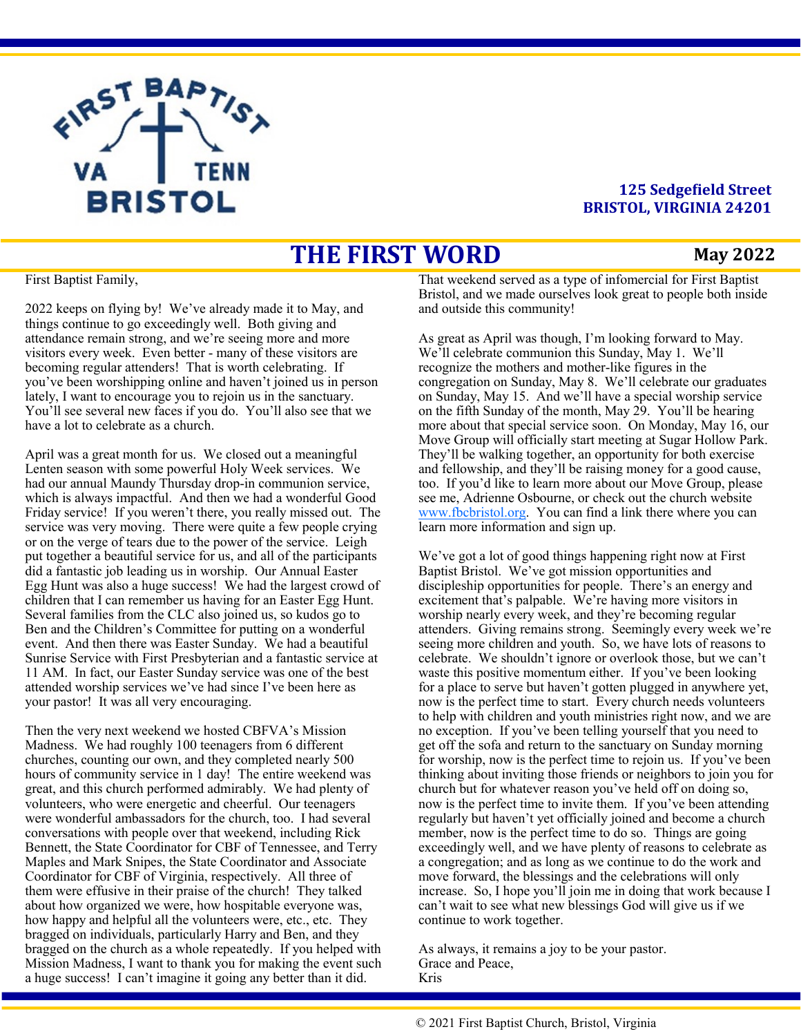FIRST BAPTIST

VA TENN

BRISTOL

**125 Sedgefield Street**
**BRISTOL, VIRGINIA 24201**

# THE FIRST WORD

**May 2022**

First Baptist Family,

2022 keeps on flying by! We've already made it to May, and things continue to go exceedingly well. Both giving and attendance remain strong, and we're seeing more and more visitors every week. Even better - many of these visitors are becoming regular attenders! That is worth celebrating. If you've been worshipping online and haven't joined us in person lately, I want to encourage you to rejoin us in the sanctuary. You'll see several new faces if you do. You'll also see that we have a lot to celebrate as a church.

April was a great month for us. We closed out a meaningful Lenten season with some powerful Holy Week services. We had our annual Maundy Thursday drop-in communion service, which is always impactful. And then we had a wonderful Good Friday service! If you weren't there, you really missed out. The service was very moving. There were quite a few people crying or on the verge of tears due to the power of the service. Leigh put together a beautiful service for us, and all of the participants did a fantastic job leading us in worship. Our Annual Easter Egg Hunt was also a huge success! We had the largest crowd of children that I can remember us having for an Easter Egg Hunt. Several families from the CLC also joined us, so kudos go to Ben and the Children's Committee for putting on a wonderful event. And then there was Easter Sunday. We had a beautiful Sunrise Service with First Presbyterian and a fantastic service at 11 AM. In fact, our Easter Sunday service was one of the best attended worship services we've had since I've been here as your pastor! It was all very encouraging.

Then the very next weekend we hosted CBFVA's Mission Madness. We had roughly 100 teenagers from 6 different churches, counting our own, and they completed nearly 500 hours of community service in 1 day! The entire weekend was great, and this church performed admirably. We had plenty of volunteers, who were energetic and cheerful. Our teenagers were wonderful ambassadors for the church, too. I had several conversations with people over that weekend, including Rick Bennett, the State Coordinator for CBF of Tennessee, and Terry Maples and Mark Snipes, the State Coordinator and Associate Coordinator for CBF of Virginia, respectively. All three of them were effusive in their praise of the church! They talked about how organized we were, how hospitable everyone was, how happy and helpful all the volunteers were, etc., etc. They bragged on individuals, particularly Harry and Ben, and they bragged on the church as a whole repeatedly. If you helped with Mission Madness, I want to thank you for making the event such a huge success! I can't imagine it going any better than it did. That weekend served as a type of infomercial for First Baptist Bristol, and we made ourselves look great to people both inside and outside this community!

As great as April was though, I'm looking forward to May. We'll celebrate communion this Sunday, May 1. We'll recognize the mothers and mother-like figures in the congregation on Sunday, May 8. We'll celebrate our graduates on Sunday, May 15. And we'll have a special worship service on the fifth Sunday of the month, May 29. You'll be hearing more about that special service soon. On Monday, May 16, our Move Group will officially start meeting at Sugar Hollow Park. They'll be walking together, an opportunity for both exercise and fellowship, and they'll be raising money for a good cause, too. If you'd like to learn more about our Move Group, please see me, Adrienne Osbourne, or check out the church website www.fbcbristol.org. You can find a link there where you can learn more information and sign up.

We've got a lot of good things happening right now at First Baptist Bristol. We've got mission opportunities and discipleship opportunities for people. There's an energy and excitement that's palpable. We're having more visitors in worship nearly every week, and they're becoming regular attenders. Giving remains strong. Seemingly every week we're seeing more children and youth. So, we have lots of reasons to celebrate. We shouldn't ignore or overlook those, but we can't waste this positive momentum either. If you've been looking for a place to serve but haven't gotten plugged in anywhere yet, now is the perfect time to start. Every church needs volunteers to help with children and youth ministries right now, and we are no exception. If you've been telling yourself that you need to get off the sofa and return to the sanctuary on Sunday morning for worship, now is the perfect time to rejoin us. If you've been thinking about inviting those friends or neighbors to join you for church but for whatever reason you've held off on doing so, now is the perfect time to invite them. If you've been attending regularly but haven't yet officially joined and become a church member, now is the perfect time to do so. Things are going exceedingly well, and we have plenty of reasons to celebrate as a congregation; and as long as we continue to do the work and move forward, the blessings and the celebrations will only increase. So, I hope you'll join me in doing that work because I can't wait to see what new blessings God will give us if we continue to work together.

As always, it remains a joy to be your pastor.
Grace and Peace,
Kris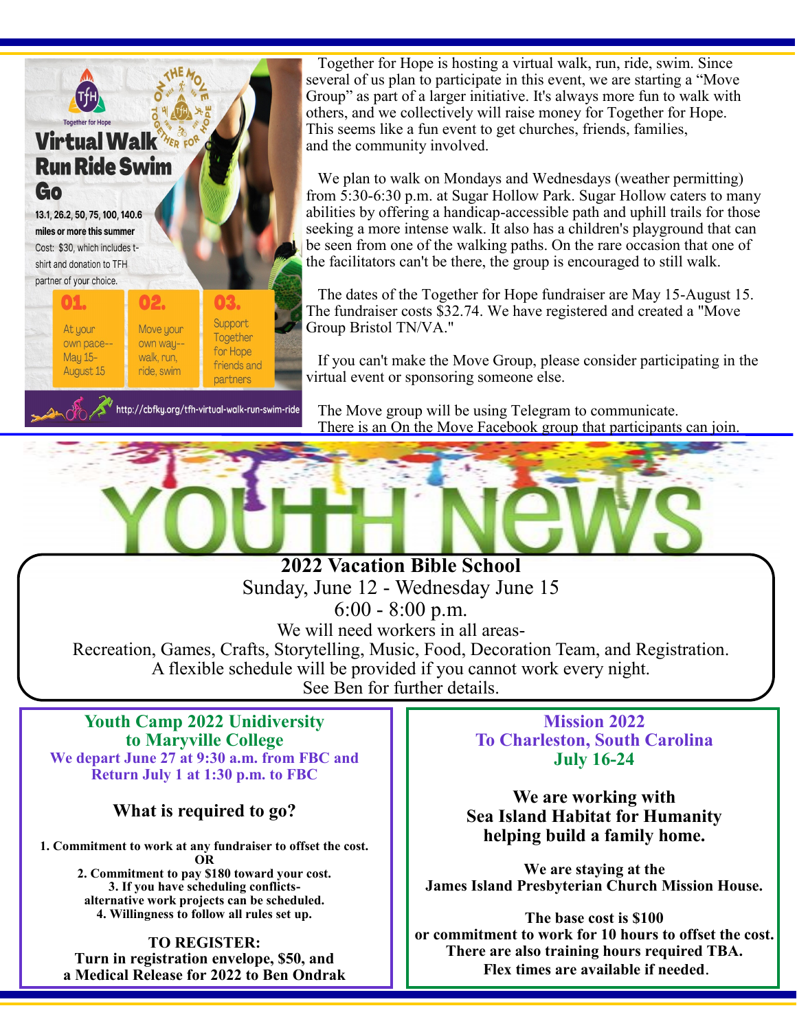**Together for Hope**

## Virtual Walk Run Ride Swim Go

ON THE MOVE TOGETHER FOR HOPE

**13.1, 26.2, 50, 75, 100, 140.6 miles or more this summer**

Cost: $30, which includes t-shirt and donation to TFH partner of your choice.

| 01. | 02. | 03. |
| --- | --- | --- |
| At your own pace-- May 15-August 15 | Move your own way-- walk, run, ride, swim | Support Together for Hope friends and partners |

http://cbfky.org/tfh-virtual-walk-run-swim-ride

Together for Hope is hosting a virtual walk, run, ride, swim. Since several of us plan to participate in this event, we are starting a "Move Group" as part of a larger initiative. It's always more fun to walk with others, and we collectively will raise money for Together for Hope. This seems like a fun event to get churches, friends, families, and the community involved.

We plan to walk on Mondays and Wednesdays (weather permitting) from 5:30-6:30 p.m. at Sugar Hollow Park. Sugar Hollow caters to many abilities by offering a handicap-accessible path and uphill trails for those seeking a more intense walk. It also has a children's playground that can be seen from one of the walking paths. On the rare occasion that one of the facilitators can't be there, the group is encouraged to still walk.

The dates of the Together for Hope fundraiser are May 15-August 15. The fundraiser costs $32.74. We have registered and created a "Move Group Bristol TN/VA."

If you can't make the Move Group, please consider participating in the virtual event or sponsoring someone else.

The Move group will be using Telegram to communicate. There is an On the Move Facebook group that participants can join.

# YOUTH NEWS

## 2022 Vacation Bible School

Sunday, June 12 - Wednesday June 15

6:00 - 8:00 p.m.

We will need workers in all areas-

Recreation, Games, Crafts, Storytelling, Music, Food, Decoration Team, and Registration.

A flexible schedule will be provided if you cannot work every night.

See Ben for further details.

## Youth Camp 2022 Unidiversity to Maryville College

**We depart June 27 at 9:30 a.m. from FBC and Return July 1 at 1:30 p.m. to FBC**

**What is required to go?**

**1. Commitment to work at any fundraiser to offset the cost.**
**OR**
**2. Commitment to pay $180 toward your cost.**
**3. If you have scheduling conflicts- alternative work projects can be scheduled.**
**4. Willingness to follow all rules set up.**

**TO REGISTER:**
**Turn in registration envelope, $50, and a Medical Release for 2022 to Ben Ondrak**

## Mission 2022 To Charleston, South Carolina July 16-24

**We are working with Sea Island Habitat for Humanity helping build a family home.**

**We are staying at the James Island Presbyterian Church Mission House.**

**The base cost is $100 or commitment to work for 10 hours to offset the cost. There are also training hours required TBA. Flex times are available if needed.**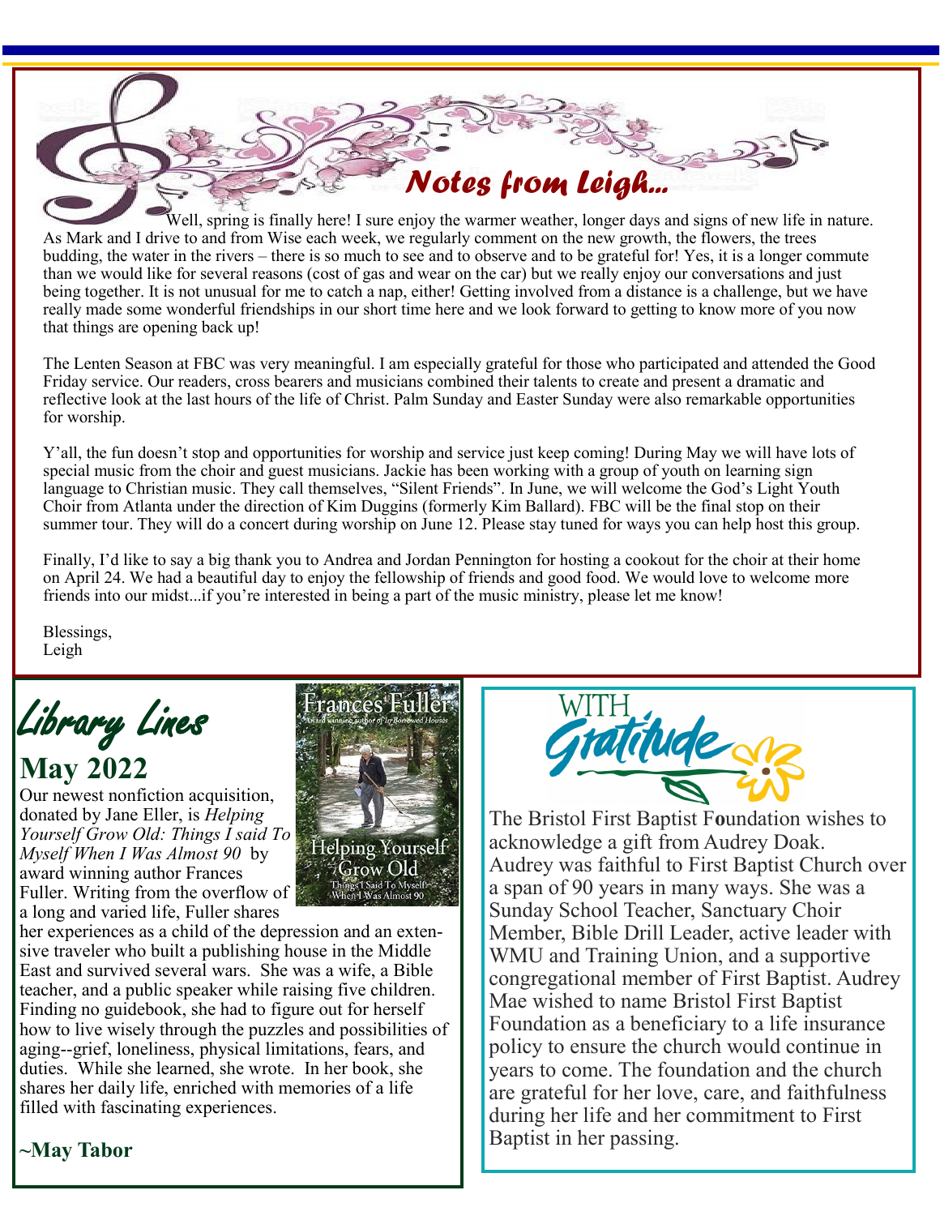## Notes from Leigh...

Well, spring is finally here! I sure enjoy the warmer weather, longer days and signs of new life in nature. As Mark and I drive to and from Wise each week, we regularly comment on the new growth, the flowers, the trees budding, the water in the rivers – there is so much to see and to observe and to be grateful for! Yes, it is a longer commute than we would like for several reasons (cost of gas and wear on the car) but we really enjoy our conversations and just being together. It is not unusual for me to catch a nap, either! Getting involved from a distance is a challenge, but we have really made some wonderful friendships in our short time here and we look forward to getting to know more of you now that things are opening back up!

The Lenten Season at FBC was very meaningful. I am especially grateful for those who participated and attended the Good Friday service. Our readers, cross bearers and musicians combined their talents to create and present a dramatic and reflective look at the last hours of the life of Christ. Palm Sunday and Easter Sunday were also remarkable opportunities for worship.

Y'all, the fun doesn't stop and opportunities for worship and service just keep coming! During May we will have lots of special music from the choir and guest musicians. Jackie has been working with a group of youth on learning sign language to Christian music. They call themselves, "Silent Friends". In June, we will welcome the God's Light Youth Choir from Atlanta under the direction of Kim Duggins (formerly Kim Ballard). FBC will be the final stop on their summer tour. They will do a concert during worship on June 12. Please stay tuned for ways you can help host this group.

Finally, I'd like to say a big thank you to Andrea and Jordan Pennington for hosting a cookout for the choir at their home on April 24. We had a beautiful day to enjoy the fellowship of friends and good food. We would love to welcome more friends into our midst...if you're interested in being a part of the music ministry, please let me know!

Blessings,
Leigh

## Library Lines

### May 2022

Our newest nonfiction acquisition, donated by Jane Eller, is *Helping Yourself Grow Old: Things I said To Myself When I Was Almost 90* by award winning author Frances Fuller. Writing from the overflow of a long and varied life, Fuller shares her experiences as a child of the depression and an extensive traveler who built a publishing house in the Middle East and survived several wars. She was a wife, a Bible teacher, and a public speaker while raising five children. Finding no guidebook, she had to figure out for herself how to live wisely through the puzzles and possibilities of aging--grief, loneliness, physical limitations, fears, and duties. While she learned, she wrote. In her book, she shares her daily life, enriched with memories of a life filled with fascinating experiences.

**~May Tabor**

## With Gratitude

The Bristol First Baptist Foundation wishes to acknowledge a gift from Audrey Doak. Audrey was faithful to First Baptist Church over a span of 90 years in many ways. She was a Sunday School Teacher, Sanctuary Choir Member, Bible Drill Leader, active leader with WMU and Training Union, and a supportive congregational member of First Baptist. Audrey Mae wished to name Bristol First Baptist Foundation as a beneficiary to a life insurance policy to ensure the church would continue in years to come. The foundation and the church are grateful for her love, care, and faithfulness during her life and her commitment to First Baptist in her passing.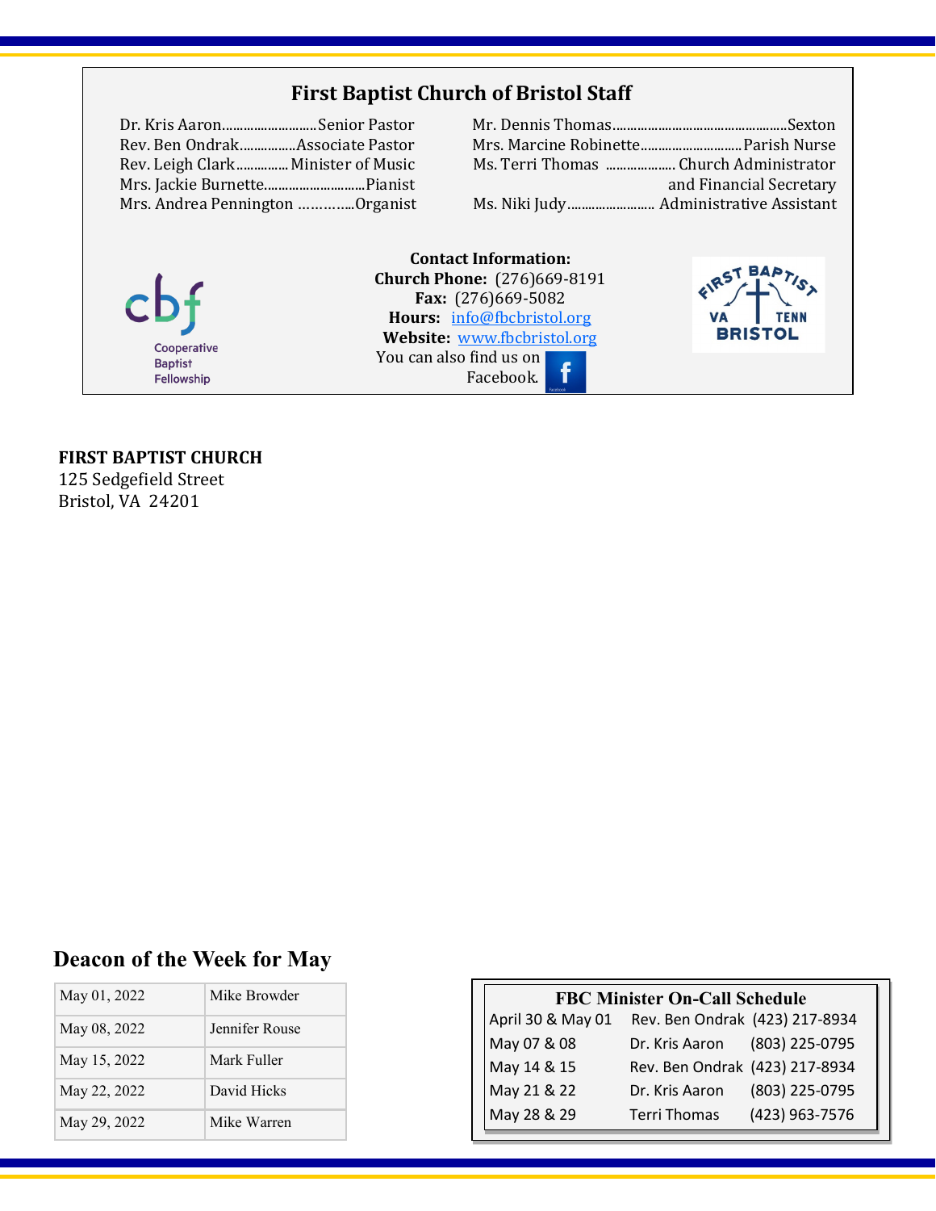## First Baptist Church of Bristol Staff

Dr. Kris Aaron……………………Senior Pastor
Rev. Ben Ondrak……………Associate Pastor
Rev. Leigh Clark…………Minister of Music
Mrs. Jackie Burnette……………………Pianist
Mrs. Andrea Pennington ………...Organist

Mr. Dennis Thomas……………………………………Sexton
Mrs. Marcine Robinette…………………Parish Nurse
Ms. Terri Thomas ………………. Church Administrator and Financial Secretary
Ms. Niki Judy…………………… Administrative Assistant

Cooperative Baptist Fellowship

**Contact Information:**
**Church Phone:** (276)669-8191
**Fax:** (276)669-5082
**Hours:** info@fbcbristol.org
**Website:** www.fbcbristol.org
You can also find us on Facebook.

FIRST BAPTIST VA TENN BRISTOL

**FIRST BAPTIST CHURCH**
125 Sedgefield Street
Bristol, VA 24201

## Deacon of the Week for May

| | |
|---|---|
| May 01, 2022 | Mike Browder |
| May 08, 2022 | Jennifer Rouse |
| May 15, 2022 | Mark Fuller |
| May 22, 2022 | David Hicks |
| May 29, 2022 | Mike Warren |

**FBC Minister On-Call Schedule**

| | | |
|---|---|---|
| April 30 & May 01 | Rev. Ben Ondrak | (423) 217-8934 |
| May 07 & 08 | Dr. Kris Aaron | (803) 225-0795 |
| May 14 & 15 | Rev. Ben Ondrak | (423) 217-8934 |
| May 21 & 22 | Dr. Kris Aaron | (803) 225-0795 |
| May 28 & 29 | Terri Thomas | (423) 963-7576 |